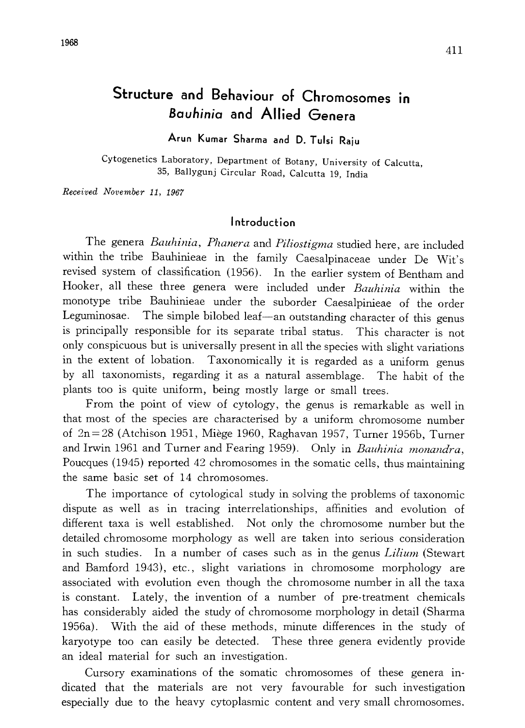# Structure and Behaviour of Chromosomes in *Bauhinia* and Allied Genera

Arun Kumar Sharma and D. Tulsi Raju

Cytogenetics Laboratory, Department of Botany, University of Calcutta, 35, Ballygunj Circular Road, Calcutta 19, India

*Received November 11, 1967*

## Introduction

The genera *Bauhinia*, *Phanera* and *Piliostigma* studied here, are included within the tribe Bauhinieae in the family Caesalpinaceae under De Wit's revised system of classification (1956). In the earlier system of Bentham and Hooker, all these three genera were included under *Bauhinia* within the monotype tribe Bauhinieae under the suborder Caesalpinieae of the order Leguminosae. The simple bilobed leaf—an outstanding character of this genus is principally responsible for its separate tribal status. This character is not only conspicuous but is universally present in all the species with slight variations in the extent of lobation. Taxonomically it is regarded as a uniform genus by all taxonomists, regarding it as a natural assemblage. The habit of the plants too is quite uniform, being mostly large or small trees.

From the point of view of cytology, the genus is remarkable as well in that most of the species are characterised by a uniform chromosome number of $2n=28$ (Atchison 1951, Miège 1960, Raghavan 1957, Turner 1956b, Turner and Irwin 1961 and Turner and Fearing 1959). Only in *Bauhinia monandra*, Poucques (1945) reported 42 chromosomes in the somatic cells, thus maintaining the same basic set of 14 chromosomes.

The importance of cytological study in solving the problems of taxonomic dispute as well as in tracing interrelationships, affinities and evolution of different taxa is well established. Not only the chromosome number but the detailed chromosome morphology as well are taken into serious consideration in such studies. In a number of cases such as in the genus *Lilium* (Stewart and Bamford 1943), etc., slight variations in chromosome morphology are associated with evolution even though the chromosome number in all the taxa is constant. Lately, the invention of a number of pre-treatment chemicals has considerably aided the study of chromosome morphology in detail (Sharma 1956a). With the aid of these methods, minute differences in the study of karyotype too can easily be detected. These three genera evidently provide an ideal material for such an investigation.

Cursory examinations of the somatic chromosomes of these genera indicated that the materials are not very favourable for such investigation especially due to the heavy cytoplasmic content and very small chromosomes.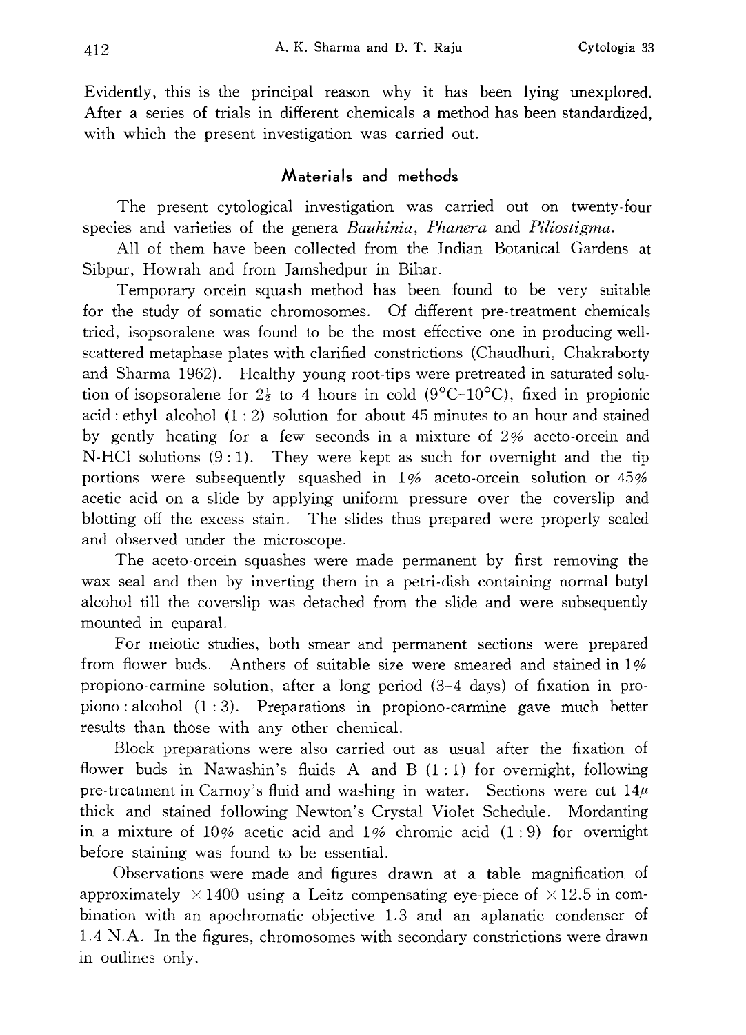Evidently, this is the principal reason why it has been lying unexplored. After a series of trials in different chemicals a method has been standardized, with which the present investigation was carried out.

## Materials and methods

The present cytological investigation was carried out on twenty-four species and varieties of the genera *Bauhinia*, *Phanera* and *Piliostigma*.

All of them have been collected from the Indian Botanical Gardens at Sibpur, Howrah and from Jamshedpur in Bihar.

Temporary orcein squash method has been found to be very suitable for the study of somatic chromosomes. Of different pre-treatment chemicals tried, isopsoralene was found to be the most effective one in producing well-scattered metaphase plates with clarified constrictions (Chaudhuri, Chakraborty and Sharma 1962). Healthy young root-tips were pretreated in saturated solution of isopsoralene for $2\frac{1}{2}$ to 4 hours in cold (9°C–10°C), fixed in propionic acid : ethyl alcohol (1 : 2) solution for about 45 minutes to an hour and stained by gently heating for a few seconds in a mixture of 2% aceto-orcein and N-HCl solutions (9 : 1). They were kept as such for overnight and the tip portions were subsequently squashed in 1% aceto-orcein solution or 45% acetic acid on a slide by applying uniform pressure over the coverslip and blotting off the excess stain. The slides thus prepared were properly sealed and observed under the microscope.

The aceto-orcein squashes were made permanent by first removing the wax seal and then by inverting them in a petri-dish containing normal butyl alcohol till the coverslip was detached from the slide and were subsequently mounted in euparal.

For meiotic studies, both smear and permanent sections were prepared from flower buds. Anthers of suitable size were smeared and stained in 1% propiono-carmine solution, after a long period (3–4 days) of fixation in propiono : alcohol (1 : 3). Preparations in propiono-carmine gave much better results than those with any other chemical.

Block preparations were also carried out as usual after the fixation of flower buds in Nawashin's fluids A and B (1 : 1) for overnight, following pre-treatment in Carnoy's fluid and washing in water. Sections were cut $14\mu$ thick and stained following Newton's Crystal Violet Schedule. Mordanting in a mixture of 10% acetic acid and 1% chromic acid (1 : 9) for overnight before staining was found to be essential.

Observations were made and figures drawn at a table magnification of approximately $\times 1400$ using a Leitz compensating eye-piece of $\times 12.5$ in combination with an apochromatic objective 1.3 and an aplanatic condenser of 1.4 N.A. In the figures, chromosomes with secondary constrictions were drawn in outlines only.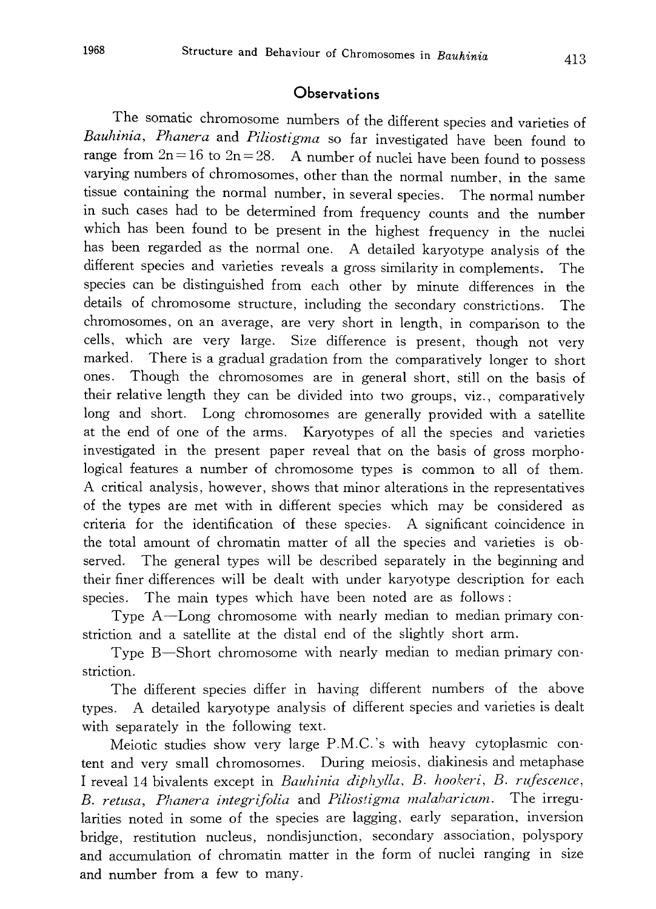## Observations

The somatic chromosome numbers of the different species and varieties of *Bauhinia*, *Phanera* and *Piliostigma* so far investigated have been found to range from $2n=16$ to $2n=28$. A number of nuclei have been found to possess varying numbers of chromosomes, other than the normal number, in the same tissue containing the normal number, in several species. The normal number in such cases had to be determined from frequency counts and the number which has been found to be present in the highest frequency in the nuclei has been regarded as the normal one. A detailed karyotype analysis of the different species and varieties reveals a gross similarity in complements. The species can be distinguished from each other by minute differences in the details of chromosome structure, including the secondary constrictions. The chromosomes, on an average, are very short in length, in comparison to the cells, which are very large. Size difference is present, though not very marked. There is a gradual gradation from the comparatively longer to short ones. Though the chromosomes are in general short, still on the basis of their relative length they can be divided into two groups, viz., comparatively long and short. Long chromosomes are generally provided with a satellite at the end of one of the arms. Karyotypes of all the species and varieties investigated in the present paper reveal that on the basis of gross morphological features a number of chromosome types is common to all of them. A critical analysis, however, shows that minor alterations in the representatives of the types are met with in different species which may be considered as criteria for the identification of these species. A significant coincidence in the total amount of chromatin matter of all the species and varieties is observed. The general types will be described separately in the beginning and their finer differences will be dealt with under karyotype description for each species. The main types which have been noted are as follows:

Type A—Long chromosome with nearly median to median primary constriction and a satellite at the distal end of the slightly short arm.

Type B—Short chromosome with nearly median to median primary constriction.

The different species differ in having different numbers of the above types. A detailed karyotype analysis of different species and varieties is dealt with separately in the following text.

Meiotic studies show very large P.M.C.'s with heavy cytoplasmic content and very small chromosomes. During meiosis, diakinesis and metaphase I reveal 14 bivalents except in *Bauhinia diphylla*, *B. hookeri*, *B. rufescence*, *B. retusa*, *Phanera integrifolia* and *Piliostigma malabaricum*. The irregularities noted in some of the species are lagging, early separation, inversion bridge, restitution nucleus, nondisjunction, secondary association, polyspory and accumulation of chromatin matter in the form of nuclei ranging in size and number from a few to many.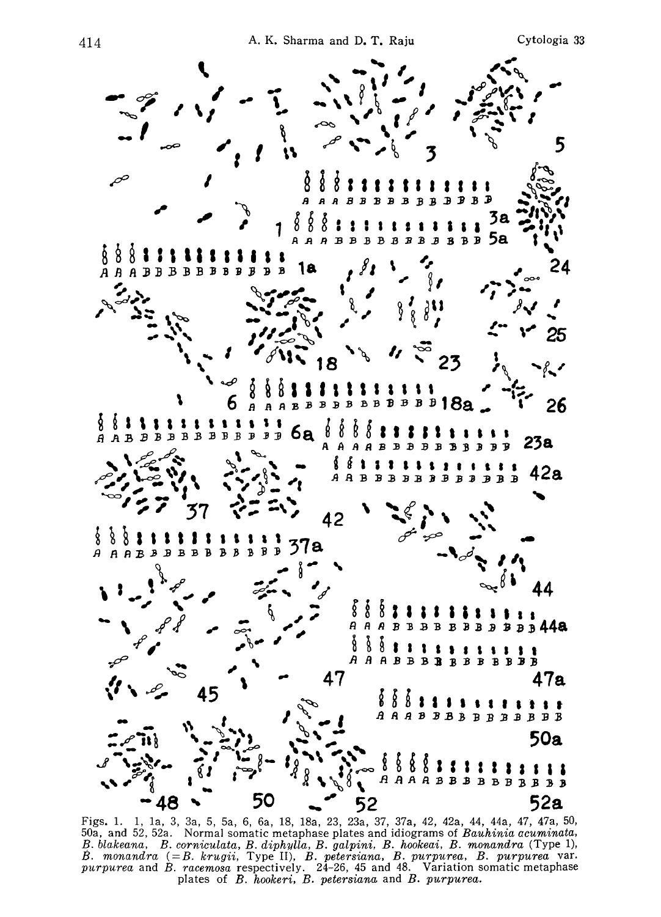Figs. 1. 1, 1a, 3, 3a, 5, 5a, 6, 6a, 18, 18a, 23, 23a, 37, 37a, 42, 42a, 44, 44a, 47, 47a, 50, 50a, and 52, 52a. Normal somatic metaphase plates and idiograms of *Bauhinia acuminata*, *B. blakeana*, *B. corniculata*, *B. diphylla*, *B. galpini*, *B. hookeai*, *B. monandra* (Type 1), *B. monandra* (=*B. krugii*, Type II), *B. petersiana*, *B. purpurea*, *B. purpurea* var. *purpurea* and *B. racemosa* respectively. 24-26, 45 and 48. Variation somatic metaphase plates of *B. hookeri*, *B. petersiana* and *B. purpurea*.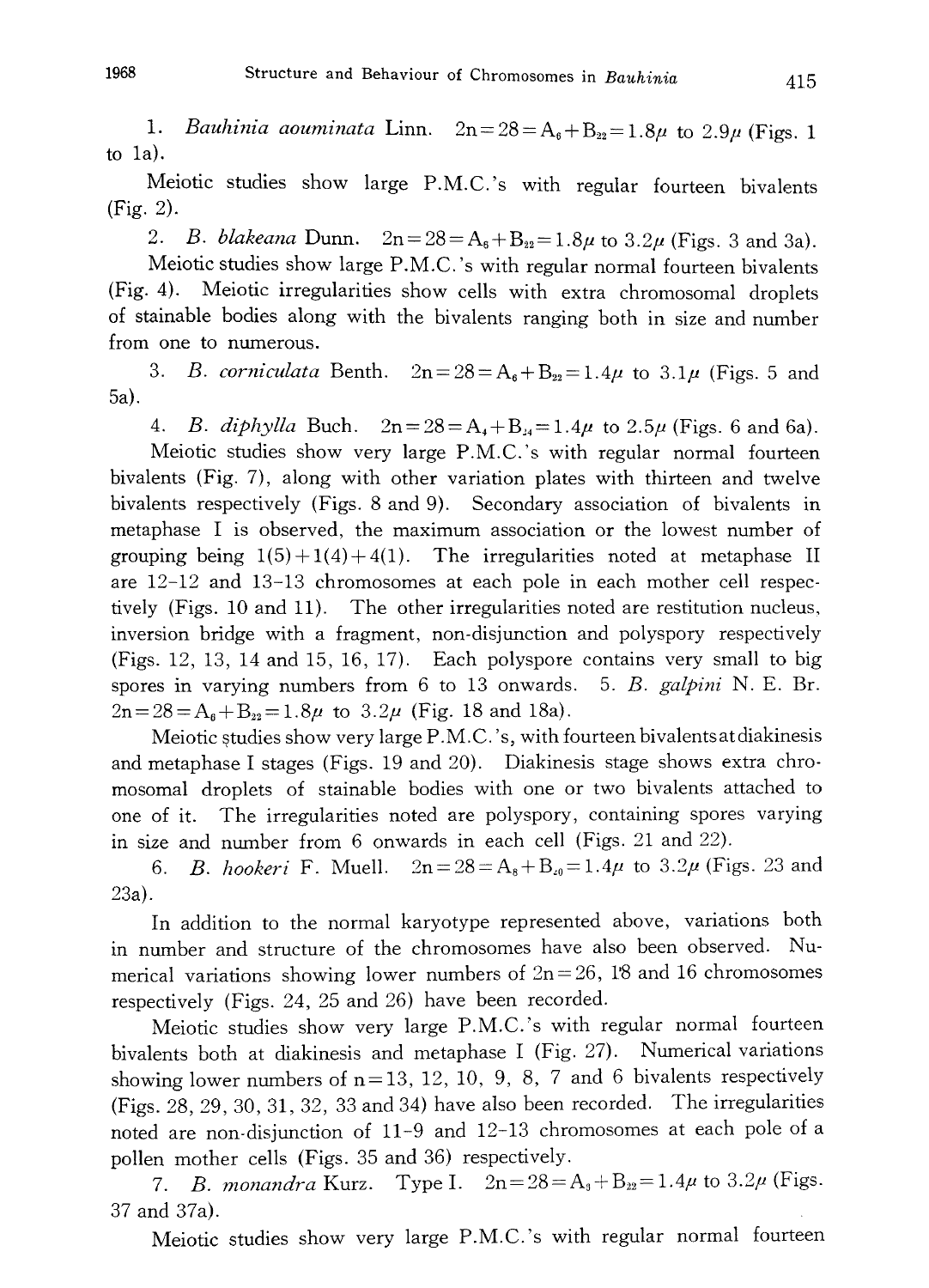1. *Bauhinia aouminata* Linn. $2n = 28 = A_6 + B_{22} = 1.8\mu$ to $2.9\mu$ (Figs. 1 to 1a).

Meiotic studies show large P.M.C.'s with regular fourteen bivalents (Fig. 2).

2. *B. blakeana* Dunn. $2n = 28 = A_6 + B_{22} = 1.8\mu$ to $3.2\mu$ (Figs. 3 and 3a).

Meiotic studies show large P.M.C.'s with regular normal fourteen bivalents (Fig. 4). Meiotic irregularities show cells with extra chromosomal droplets of stainable bodies along with the bivalents ranging both in size and number from one to numerous.

3. *B. corniculata* Benth. $2n = 28 = A_6 + B_{22} = 1.4\mu$ to $3.1\mu$ (Figs. 5 and 5a).

4. *B. diphylla* Buch. $2n = 28 = A_4 + B_{24} = 1.4\mu$ to $2.5\mu$ (Figs. 6 and 6a).

Meiotic studies show very large P.M.C.'s with regular normal fourteen bivalents (Fig. 7), along with other variation plates with thirteen and twelve bivalents respectively (Figs. 8 and 9). Secondary association of bivalents in metaphase I is observed, the maximum association or the lowest number of grouping being 1(5)+1(4)+4(1). The irregularities noted at metaphase II are 12–12 and 13–13 chromosomes at each pole in each mother cell respectively (Figs. 10 and 11). The other irregularities noted are restitution nucleus, inversion bridge with a fragment, non-disjunction and polyspory respectively (Figs. 12, 13, 14 and 15, 16, 17). Each polyspore contains very small to big spores in varying numbers from 6 to 13 onwards. 5. *B. galpini* N. E. Br. $2n = 28 = A_6 + B_{22} = 1.8\mu$ to $3.2\mu$ (Fig. 18 and 18a).

Meiotic studies show very large P.M.C.'s, with fourteen bivalents at diakinesis and metaphase I stages (Figs. 19 and 20). Diakinesis stage shows extra chromosomal droplets of stainable bodies with one or two bivalents attached to one of it. The irregularities noted are polyspory, containing spores varying in size and number from 6 onwards in each cell (Figs. 21 and 22).

6. *B. hookeri* F. Muell. $2n = 28 = A_8 + B_{20} = 1.4\mu$ to $3.2\mu$ (Figs. 23 and 23a).

In addition to the normal karyotype represented above, variations both in number and structure of the chromosomes have also been observed. Numerical variations showing lower numbers of $2n = 26$, 18 and 16 chromosomes respectively (Figs. 24, 25 and 26) have been recorded.

Meiotic studies show very large P.M.C.'s with regular normal fourteen bivalents both at diakinesis and metaphase I (Fig. 27). Numerical variations showing lower numbers of $n = 13$, 12, 10, 9, 8, 7 and 6 bivalents respectively (Figs. 28, 29, 30, 31, 32, 33 and 34) have also been recorded. The irregularities noted are non-disjunction of 11–9 and 12–13 chromosomes at each pole of a pollen mother cells (Figs. 35 and 36) respectively.

7. *B. monandra* Kurz. Type I. $2n = 28 = A_3 + B_{22} = 1.4\mu$ to $3.2\mu$ (Figs. 37 and 37a).

Meiotic studies show very large P.M.C.'s with regular normal fourteen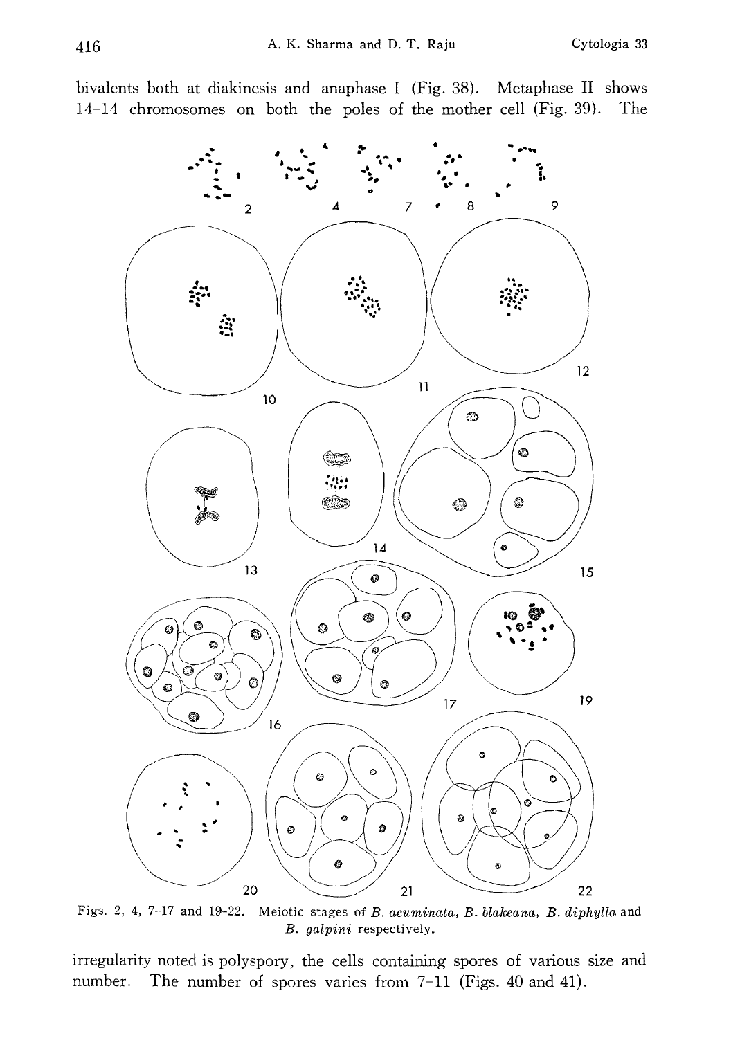bivalents both at diakinesis and anaphase I (Fig. 38). Metaphase II shows 14-14 chromosomes on both the poles of the mother cell (Fig. 39). The

Figs. 2, 4, 7-17 and 19-22. Meiotic stages of *B. acuminata*, *B. blakeana*, *B. diphylla* and *B. galpini* respectively.

irregularity noted is polyspory, the cells containing spores of various size and number. The number of spores varies from 7-11 (Figs. 40 and 41).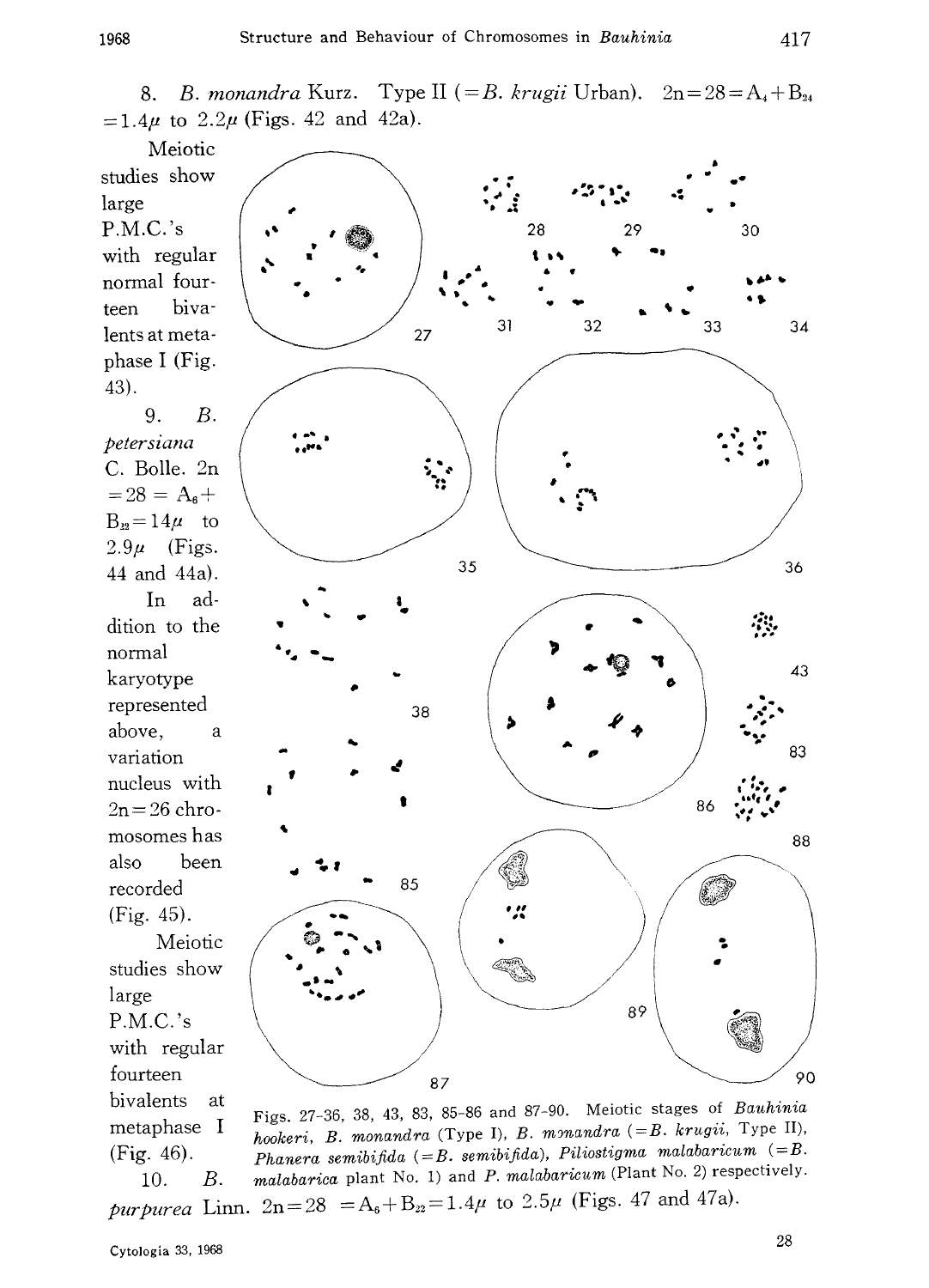8. *B. monandra* Kurz. Type II (= *B. krugii* Urban). $2n=28=A_4+B_{24}$ $=1.4\mu$ to $2.2\mu$ (Figs. 42 and 42a).

Meiotic studies show large P.M.C.'s with regular normal fourteen bivalents at metaphase I (Fig. 43).

9. *B. petersiana* C. Bolle. $2n=28=A_6+B_{22}=14\mu$ to $2.9\mu$ (Figs. 44 and 44a).

In addition to the normal karyotype represented above, a variation nucleus with $2n=26$ chromosomes has also been recorded (Fig. 45).

Meiotic studies show large P.M.C.'s with regular fourteen bivalents at metaphase I (Fig. 46).

Figs. 27-36, 38, 43, 83, 85-86 and 87-90. Meiotic stages of *Bauhinia hookeri*, *B. monandra* (Type I), *B. monandra* (= *B. krugii*, Type II), *Phanera semibifida* (= *B. semibifida*), *Piliostigma malabaricum* (= *B. malabarica* plant No. 1) and *P. malabaricum* (Plant No. 2) respectively.

10. *B. purpurea* Linn. $2n=28=A_6+B_{22}=1.4\mu$ to $2.5\mu$ (Figs. 47 and 47a).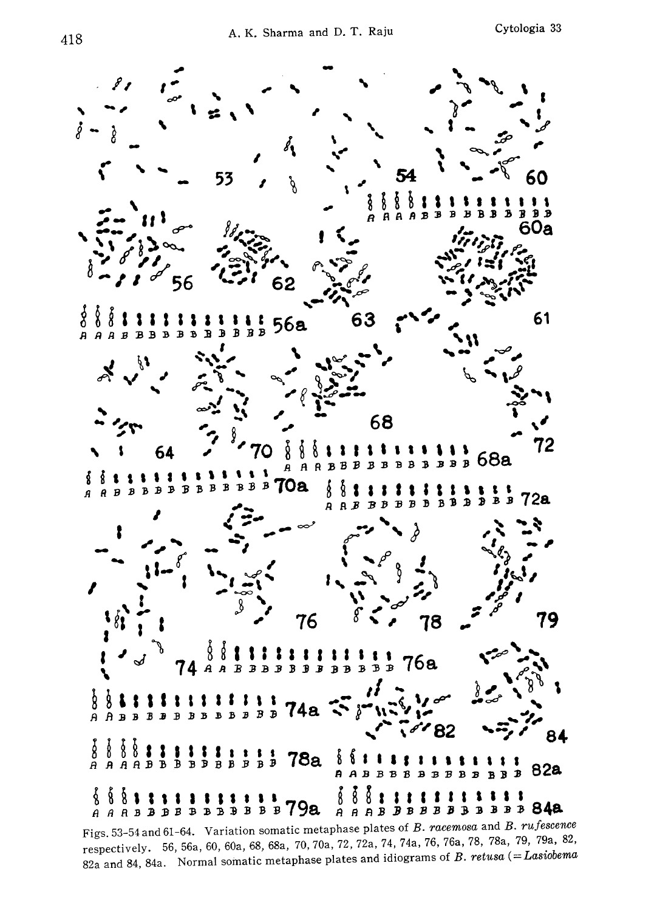Figs. 53–54 and 61–64. Variation somatic metaphase plates of *B. racemosa* and *B. rufescence* respectively. 56, 56a, 60, 60a, 68, 68a, 70, 70a, 72, 72a, 74, 74a, 76, 76a, 78, 78a, 79, 79a, 82, 82a and 84, 84a. Normal somatic metaphase plates and idiograms of *B. retusa* (= *Lasiobema*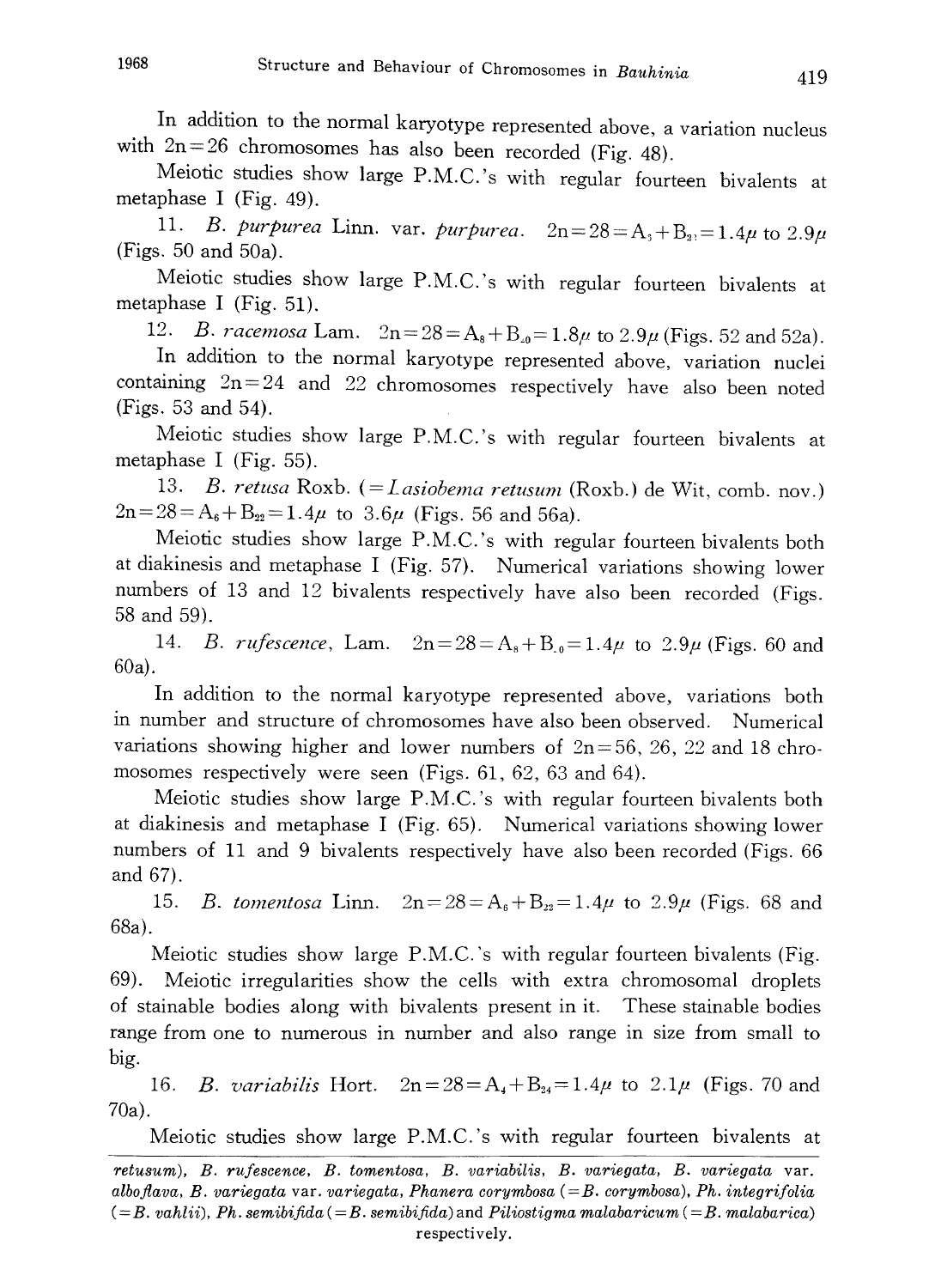In addition to the normal karyotype represented above, a variation nucleus with 2n=26 chromosomes has also been recorded (Fig. 48).

Meiotic studies show large P.M.C.'s with regular fourteen bivalents at metaphase I (Fig. 49).

11. *B. purpurea* Linn. var. *purpurea*. $2n=28=A_5+B_{21}=1.4\mu$ to $2.9\mu$ (Figs. 50 and 50a).

Meiotic studies show large P.M.C.'s with regular fourteen bivalents at metaphase I (Fig. 51).

12. *B. racemosa* Lam. $2n=28=A_8+B_{20}=1.8\mu$ to $2.9\mu$ (Figs. 52 and 52a).

In addition to the normal karyotype represented above, variation nuclei containing 2n=24 and 22 chromosomes respectively have also been noted (Figs. 53 and 54).

Meiotic studies show large P.M.C.'s with regular fourteen bivalents at metaphase I (Fig. 55).

13. *B. retusa* Roxb. (=*Lasiobema retusum* (Roxb.) de Wit, comb. nov.) $2n=28=A_6+B_{22}=1.4\mu$ to $3.6\mu$ (Figs. 56 and 56a).

Meiotic studies show large P.M.C.'s with regular fourteen bivalents both at diakinesis and metaphase I (Fig. 57). Numerical variations showing lower numbers of 13 and 12 bivalents respectively have also been recorded (Figs. 58 and 59).

14. *B. rufescence*, Lam. $2n=28=A_8+B_{20}=1.4\mu$ to $2.9\mu$ (Figs. 60 and 60a).

In addition to the normal karyotype represented above, variations both in number and structure of chromosomes have also been observed. Numerical variations showing higher and lower numbers of 2n=56, 26, 22 and 18 chromosomes respectively were seen (Figs. 61, 62, 63 and 64).

Meiotic studies show large P.M.C.'s with regular fourteen bivalents both at diakinesis and metaphase I (Fig. 65). Numerical variations showing lower numbers of 11 and 9 bivalents respectively have also been recorded (Figs. 66 and 67).

15. *B. tomentosa* Linn. $2n=28=A_6+B_{22}=1.4\mu$ to $2.9\mu$ (Figs. 68 and 68a).

Meiotic studies show large P.M.C.'s with regular fourteen bivalents (Fig. 69). Meiotic irregularities show the cells with extra chromosomal droplets of stainable bodies along with bivalents present in it. These stainable bodies range from one to numerous in number and also range in size from small to big.

16. *B. variabilis* Hort. $2n=28=A_4+B_{24}=1.4\mu$ to $2.1\mu$ (Figs. 70 and 70a).

Meiotic studies show large P.M.C.'s with regular fourteen bivalents at

---

*retusum*), *B. rufescence*, *B. tomentosa*, *B. variabilis*, *B. variegata*, *B. variegata* var. *alboflava*, *B. variegata* var. *variegata*, *Phanera corymbosa* (=*B. corymbosa*), *Ph. integrifolia* (=*B. vahlii*), *Ph. semibifida* (=*B. semibifida*) and *Piliostigma malabaricum* (=*B. malabarica*) respectively.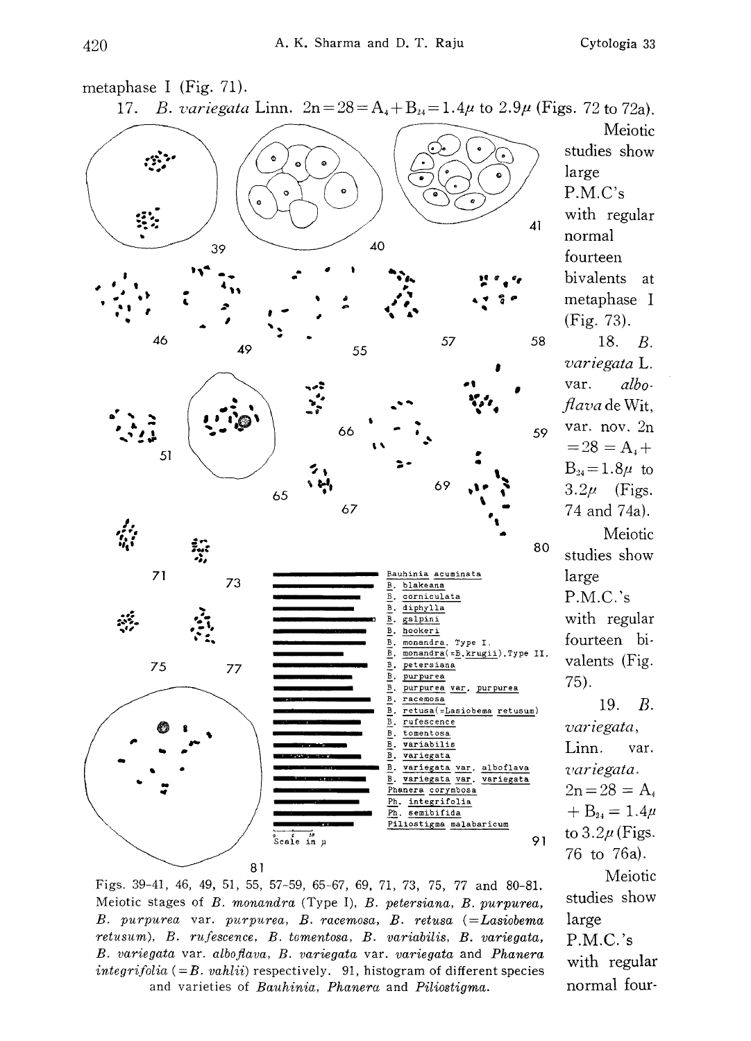metaphase I (Fig. 71).

17. *B. variegata* Linn. $2n=28=A_4+B_{24}=1.4\mu$ to $2.9\mu$ (Figs. 72 to 72a). Meiotic studies show large P.M.C's with regular normal fourteen bivalents at metaphase I (Fig. 73).

18. *B. variegata* L. var. *alboflava* de Wit, var. nov. $2n=28=A_4+B_{24}=1.8\mu$ to $3.2\mu$ (Figs. 74 and 74a). Meiotic studies show large P.M.C.'s with regular fourteen bivalents (Fig. 75).

19. *B. variegata*, Linn. var. *variegata*. $2n=28=A_4+B_{24}=1.4\mu$ to $3.2\mu$ (Figs. 76 to 76a). Meiotic studies show large P.M.C.'s with regular normal four-

Figs. 39-41, 46, 49, 51, 55, 57-59, 65-67, 69, 71, 73, 75, 77 and 80-81. Meiotic stages of *B. monandra* (Type I), *B. petersiana*, *B. purpurea*, *B. purpurea* var. *purpurea*, *B. racemosa*, *B. retusa* (=*Lasiobema retusum*), *B. rufescence*, *B. tomentosa*, *B. variabilis*, *B. variegata*, *B. variegata* var. *alboflava*, *B. variegata* var. *variegata* and *Phanera integrifolia* (=*B. vahlii*) respectively. 91, histogram of different species and varieties of *Bauhinia*, *Phanera* and *Piliostigma*.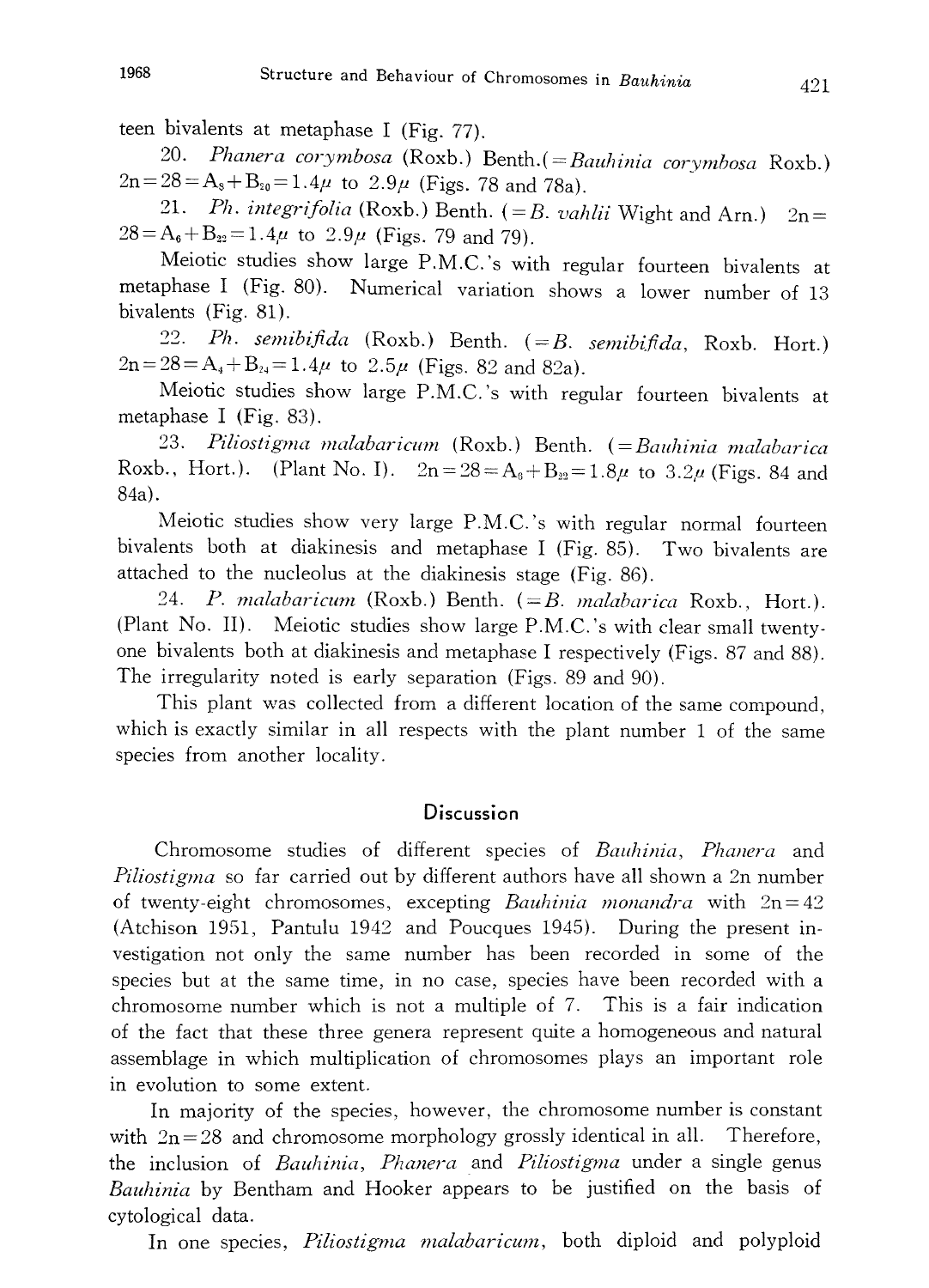teen bivalents at metaphase I (Fig. 77).

20. *Phanera corymbosa* (Roxb.) Benth.(=*Bauhinia corymbosa* Roxb.) $2n=28=A_8+B_{20}=1.4\mu$ to $2.9\mu$ (Figs. 78 and 78a).

21. *Ph. integrifolia* (Roxb.) Benth. (=*B. vahlii* Wight and Arn.) $2n=28=A_6+B_{22}=1.4\mu$ to $2.9\mu$ (Figs. 79 and 79).

Meiotic studies show large P.M.C.'s with regular fourteen bivalents at metaphase I (Fig. 80). Numerical variation shows a lower number of 13 bivalents (Fig. 81).

22. *Ph. semibifida* (Roxb.) Benth. (=*B. semibifida*, Roxb. Hort.) $2n=28=A_4+B_{24}=1.4\mu$ to $2.5\mu$ (Figs. 82 and 82a).

Meiotic studies show large P.M.C.'s with regular fourteen bivalents at metaphase I (Fig. 83).

23. *Piliostigma malabaricum* (Roxb.) Benth. (=*Bauhinia malabarica* Roxb., Hort.). (Plant No. I). $2n=28=A_6+B_{22}=1.8\mu$ to $3.2\mu$ (Figs. 84 and 84a).

Meiotic studies show very large P.M.C.'s with regular normal fourteen bivalents both at diakinesis and metaphase I (Fig. 85). Two bivalents are attached to the nucleolus at the diakinesis stage (Fig. 86).

24. *P. malabaricum* (Roxb.) Benth. (=*B. malabarica* Roxb., Hort.). (Plant No. II). Meiotic studies show large P.M.C.'s with clear small twenty-one bivalents both at diakinesis and metaphase I respectively (Figs. 87 and 88). The irregularity noted is early separation (Figs. 89 and 90).

This plant was collected from a different location of the same compound, which is exactly similar in all respects with the plant number 1 of the same species from another locality.

## Discussion

Chromosome studies of different species of *Bauhinia*, *Phanera* and *Piliostigma* so far carried out by different authors have all shown a 2n number of twenty-eight chromosomes, excepting *Bauhinia monandra* with $2n=42$ (Atchison 1951, Pantulu 1942 and Poucques 1945). During the present investigation not only the same number has been recorded in some of the species but at the same time, in no case, species have been recorded with a chromosome number which is not a multiple of 7. This is a fair indication of the fact that these three genera represent quite a homogeneous and natural assemblage in which multiplication of chromosomes plays an important role in evolution to some extent.

In majority of the species, however, the chromosome number is constant with $2n=28$ and chromosome morphology grossly identical in all. Therefore, the inclusion of *Bauhinia*, *Phanera* and *Piliostigma* under a single genus *Bauhinia* by Bentham and Hooker appears to be justified on the basis of cytological data.

In one species, *Piliostigma malabaricum*, both diploid and polyploid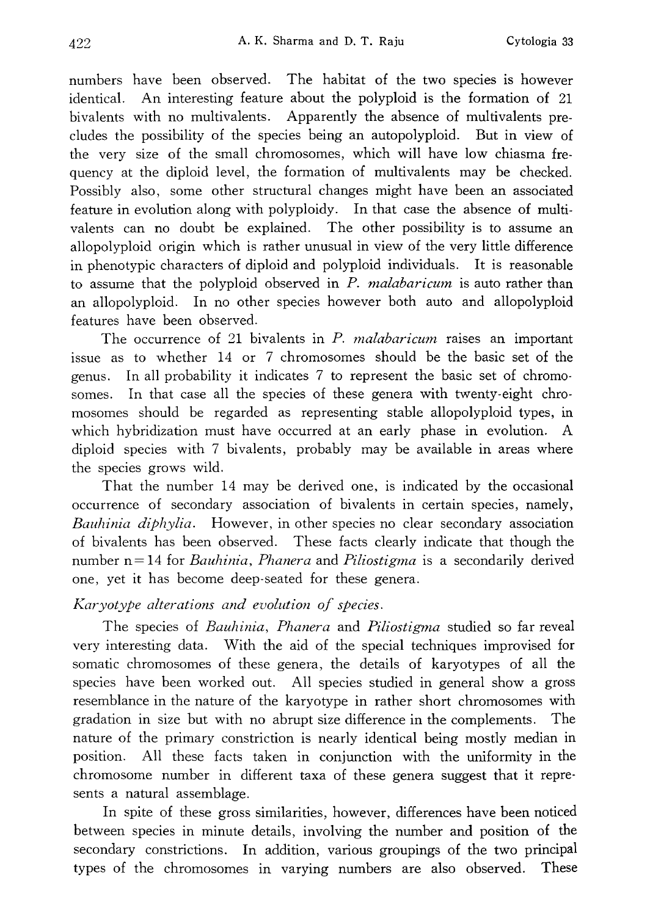numbers have been observed. The habitat of the two species is however identical. An interesting feature about the polyploid is the formation of 21 bivalents with no multivalents. Apparently the absence of multivalents precludes the possibility of the species being an autopolyploid. But in view of the very size of the small chromosomes, which will have low chiasma frequency at the diploid level, the formation of multivalents may be checked. Possibly also, some other structural changes might have been an associated feature in evolution along with polyploidy. In that case the absence of multivalents can no doubt be explained. The other possibility is to assume an allopolyploid origin which is rather unusual in view of the very little difference in phenotypic characters of diploid and polyploid individuals. It is reasonable to assume that the polyploid observed in *P. malabaricum* is auto rather than an allopolyploid. In no other species however both auto and allopolyploid features have been observed.

The occurrence of 21 bivalents in *P. malabaricum* raises an important issue as to whether 14 or 7 chromosomes should be the basic set of the genus. In all probability it indicates 7 to represent the basic set of chromosomes. In that case all the species of these genera with twenty-eight chromosomes should be regarded as representing stable allopolyploid types, in which hybridization must have occurred at an early phase in evolution. A diploid species with 7 bivalents, probably may be available in areas where the species grows wild.

That the number 14 may be derived one, is indicated by the occasional occurrence of secondary association of bivalents in certain species, namely, *Bauhinia diphylia*. However, in other species no clear secondary association of bivalents has been observed. These facts clearly indicate that though the number $n=14$ for *Bauhinia*, *Phanera* and *Piliostigma* is a secondarily derived one, yet it has become deep-seated for these genera.

*Karyotype alterations and evolution of species.*

The species of *Bauhinia*, *Phanera* and *Piliostigma* studied so far reveal very interesting data. With the aid of the special techniques improvised for somatic chromosomes of these genera, the details of karyotypes of all the species have been worked out. All species studied in general show a gross resemblance in the nature of the karyotype in rather short chromosomes with gradation in size but with no abrupt size difference in the complements. The nature of the primary constriction is nearly identical being mostly median in position. All these facts taken in conjunction with the uniformity in the chromosome number in different taxa of these genera suggest that it represents a natural assemblage.

In spite of these gross similarities, however, differences have been noticed between species in minute details, involving the number and position of the secondary constrictions. In addition, various groupings of the two principal types of the chromosomes in varying numbers are also observed. These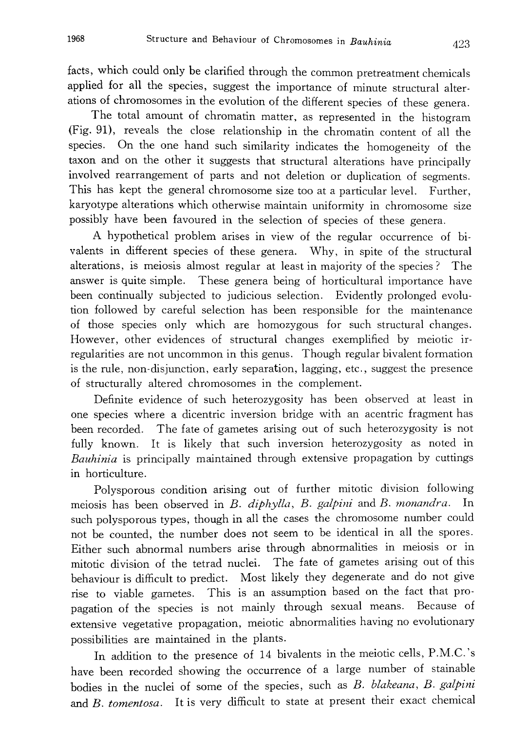facts, which could only be clarified through the common pretreatment chemicals applied for all the species, suggest the importance of minute structural alterations of chromosomes in the evolution of the different species of these genera.

The total amount of chromatin matter, as represented in the histogram (Fig. 91), reveals the close relationship in the chromatin content of all the species. On the one hand such similarity indicates the homogeneity of the taxon and on the other it suggests that structural alterations have principally involved rearrangement of parts and not deletion or duplication of segments. This has kept the general chromosome size too at a particular level. Further, karyotype alterations which otherwise maintain uniformity in chromosome size possibly have been favoured in the selection of species of these genera.

A hypothetical problem arises in view of the regular occurrence of bivalents in different species of these genera. Why, in spite of the structural alterations, is meiosis almost regular at least in majority of the species? The answer is quite simple. These genera being of horticultural importance have been continually subjected to judicious selection. Evidently prolonged evolution followed by careful selection has been responsible for the maintenance of those species only which are homozygous for such structural changes. However, other evidences of structural changes exemplified by meiotic irregularities are not uncommon in this genus. Though regular bivalent formation is the rule, non-disjunction, early separation, lagging, etc., suggest the presence of structurally altered chromosomes in the complement.

Definite evidence of such heterozygosity has been observed at least in one species where a dicentric inversion bridge with an acentric fragment has been recorded. The fate of gametes arising out of such heterozygosity is not fully known. It is likely that such inversion heterozygosity as noted in *Bauhinia* is principally maintained through extensive propagation by cuttings in horticulture.

Polysporous condition arising out of further mitotic division following meiosis has been observed in *B. diphylla*, *B. galpini* and *B. monandra*. In such polysporous types, though in all the cases the chromosome number could not be counted, the number does not seem to be identical in all the spores. Either such abnormal numbers arise through abnormalities in meiosis or in mitotic division of the tetrad nuclei. The fate of gametes arising out of this behaviour is difficult to predict. Most likely they degenerate and do not give rise to viable gametes. This is an assumption based on the fact that propagation of the species is not mainly through sexual means. Because of extensive vegetative propagation, meiotic abnormalities having no evolutionary possibilities are maintained in the plants.

In addition to the presence of 14 bivalents in the meiotic cells, P.M.C.'s have been recorded showing the occurrence of a large number of stainable bodies in the nuclei of some of the species, such as *B. blakeana*, *B. galpini* and *B. tomentosa*. It is very difficult to state at present their exact chemical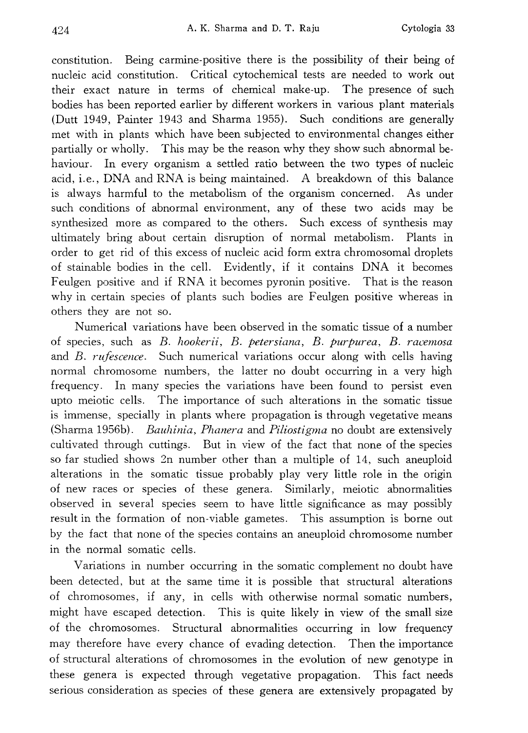constitution. Being carmine-positive there is the possibility of their being of nucleic acid constitution. Critical cytochemical tests are needed to work out their exact nature in terms of chemical make-up. The presence of such bodies has been reported earlier by different workers in various plant materials (Dutt 1949, Painter 1943 and Sharma 1955). Such conditions are generally met with in plants which have been subjected to environmental changes either partially or wholly. This may be the reason why they show such abnormal behaviour. In every organism a settled ratio between the two types of nucleic acid, i.e., DNA and RNA is being maintained. A breakdown of this balance is always harmful to the metabolism of the organism concerned. As under such conditions of abnormal environment, any of these two acids may be synthesized more as compared to the others. Such excess of synthesis may ultimately bring about certain disruption of normal metabolism. Plants in order to get rid of this excess of nucleic acid form extra chromosomal droplets of stainable bodies in the cell. Evidently, if it contains DNA it becomes Feulgen positive and if RNA it becomes pyronin positive. That is the reason why in certain species of plants such bodies are Feulgen positive whereas in others they are not so.

Numerical variations have been observed in the somatic tissue of a number of species, such as *B. hookerii*, *B. petersiana*, *B. purpurea*, *B. racemosa* and *B. rufescence*. Such numerical variations occur along with cells having normal chromosome numbers, the latter no doubt occurring in a very high frequency. In many species the variations have been found to persist even upto meiotic cells. The importance of such alterations in the somatic tissue is immense, specially in plants where propagation is through vegetative means (Sharma 1956b). *Bauhinia*, *Phanera* and *Piliostigma* no doubt are extensively cultivated through cuttings. But in view of the fact that none of the species so far studied shows 2n number other than a multiple of 14, such aneuploid alterations in the somatic tissue probably play very little role in the origin of new races or species of these genera. Similarly, meiotic abnormalities observed in several species seem to have little significance as may possibly result in the formation of non-viable gametes. This assumption is borne out by the fact that none of the species contains an aneuploid chromosome number in the normal somatic cells.

Variations in number occurring in the somatic complement no doubt have been detected, but at the same time it is possible that structural alterations of chromosomes, if any, in cells with otherwise normal somatic numbers, might have escaped detection. This is quite likely in view of the small size of the chromosomes. Structural abnormalities occurring in low frequency may therefore have every chance of evading detection. Then the importance of structural alterations of chromosomes in the evolution of new genotype in these genera is expected through vegetative propagation. This fact needs serious consideration as species of these genera are extensively propagated by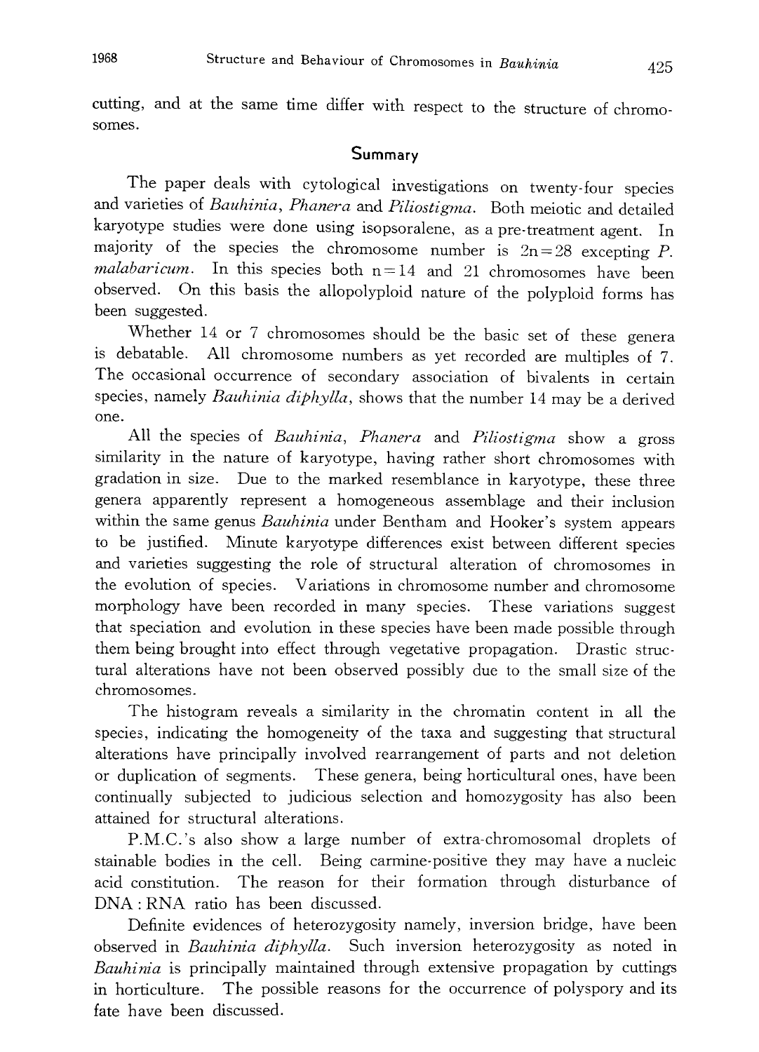cutting, and at the same time differ with respect to the structure of chromosomes.

## Summary

The paper deals with cytological investigations on twenty-four species and varieties of *Bauhinia*, *Phanera* and *Piliostigma*. Both meiotic and detailed karyotype studies were done using isopsoralene, as a pre-treatment agent. In majority of the species the chromosome number is 2n=28 excepting *P. malabaricum*. In this species both n=14 and 21 chromosomes have been observed. On this basis the allopolyploid nature of the polyploid forms has been suggested.

Whether 14 or 7 chromosomes should be the basic set of these genera is debatable. All chromosome numbers as yet recorded are multiples of 7. The occasional occurrence of secondary association of bivalents in certain species, namely *Bauhinia diphylla*, shows that the number 14 may be a derived one.

All the species of *Bauhinia*, *Phanera* and *Piliostigma* show a gross similarity in the nature of karyotype, having rather short chromosomes with gradation in size. Due to the marked resemblance in karyotype, these three genera apparently represent a homogeneous assemblage and their inclusion within the same genus *Bauhinia* under Bentham and Hooker's system appears to be justified. Minute karyotype differences exist between different species and varieties suggesting the role of structural alteration of chromosomes in the evolution of species. Variations in chromosome number and chromosome morphology have been recorded in many species. These variations suggest that speciation and evolution in these species have been made possible through them being brought into effect through vegetative propagation. Drastic structural alterations have not been observed possibly due to the small size of the chromosomes.

The histogram reveals a similarity in the chromatin content in all the species, indicating the homogeneity of the taxa and suggesting that structural alterations have principally involved rearrangement of parts and not deletion or duplication of segments. These genera, being horticultural ones, have been continually subjected to judicious selection and homozygosity has also been attained for structural alterations.

P.M.C.'s also show a large number of extra-chromosomal droplets of stainable bodies in the cell. Being carmine-positive they may have a nucleic acid constitution. The reason for their formation through disturbance of DNA : RNA ratio has been discussed.

Definite evidences of heterozygosity namely, inversion bridge, have been observed in *Bauhinia diphylla*. Such inversion heterozygosity as noted in *Bauhinia* is principally maintained through extensive propagation by cuttings in horticulture. The possible reasons for the occurrence of polyspory and its fate have been discussed.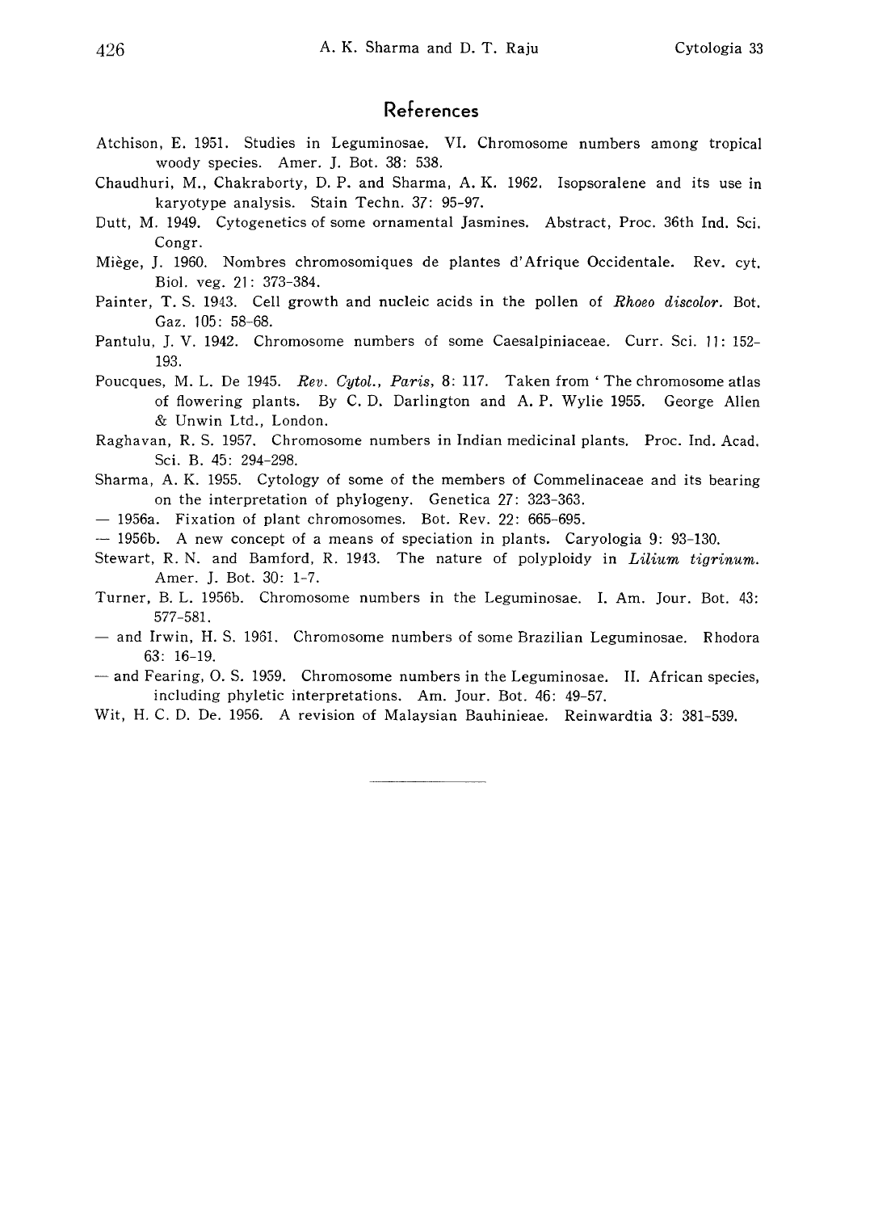## References

Atchison, E. 1951. Studies in Leguminosae. VI. Chromosome numbers among tropical woody species. Amer. J. Bot. 38: 538.

Chaudhuri, M., Chakraborty, D. P. and Sharma, A. K. 1962. Isopsoralene and its use in karyotype analysis. Stain Techn. 37: 95-97.

Dutt, M. 1949. Cytogenetics of some ornamental Jasmines. Abstract, Proc. 36th Ind. Sci. Congr.

Miège, J. 1960. Nombres chromosomiques de plantes d'Afrique Occidentale. Rev. cyt. Biol. veg. 21: 373-384.

Painter, T. S. 1943. Cell growth and nucleic acids in the pollen of *Rhoeo discolor*. Bot. Gaz. 105: 58-68.

Pantulu, J. V. 1942. Chromosome numbers of some Caesalpiniaceae. Curr. Sci. 11: 152-193.

Poucques, M. L. De 1945. *Rev. Cytol., Paris*, 8: 117. Taken from 'The chromosome atlas of flowering plants. By C. D. Darlington and A. P. Wylie 1955. George Allen & Unwin Ltd., London.

Raghavan, R. S. 1957. Chromosome numbers in Indian medicinal plants. Proc. Ind. Acad. Sci. B. 45: 294-298.

Sharma, A. K. 1955. Cytology of some of the members of Commelinaceae and its bearing on the interpretation of phylogeny. Genetica 27: 323-363.

— 1956a. Fixation of plant chromosomes. Bot. Rev. 22: 665-695.

— 1956b. A new concept of a means of speciation in plants. Caryologia 9: 93-130.

Stewart, R. N. and Bamford, R. 1943. The nature of polyploidy in *Lilium tigrinum*. Amer. J. Bot. 30: 1-7.

Turner, B. L. 1956b. Chromosome numbers in the Leguminosae. I. Am. Jour. Bot. 43: 577-581.

— and Irwin, H. S. 1961. Chromosome numbers of some Brazilian Leguminosae. Rhodora 63: 16-19.

— and Fearing, O. S. 1959. Chromosome numbers in the Leguminosae. II. African species, including phyletic interpretations. Am. Jour. Bot. 46: 49-57.

Wit, H. C. D. De. 1956. A revision of Malaysian Bauhinieae. Reinwardtia 3: 381-539.